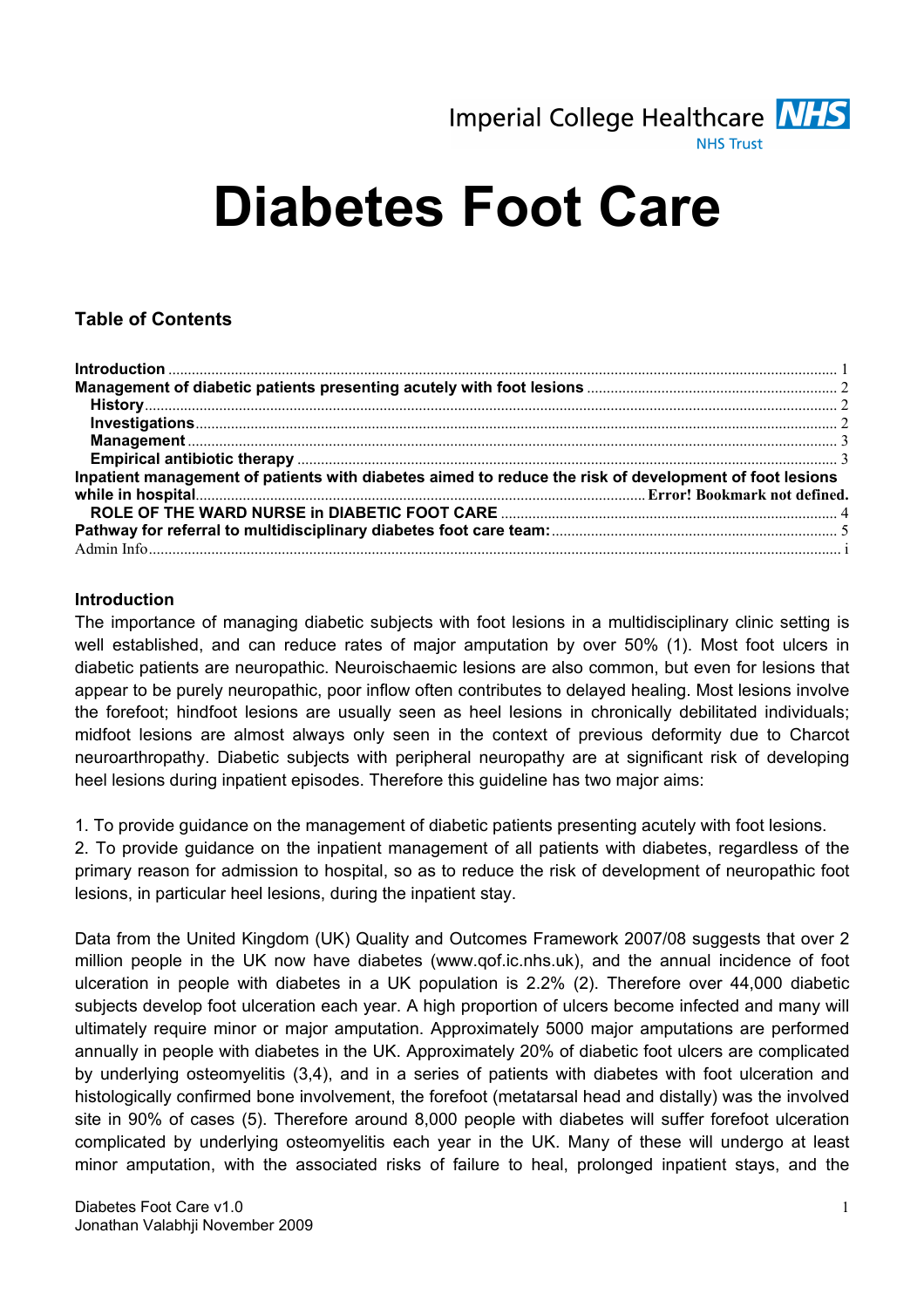Imperial College Healthcare NHS Trust

# Diabetes Foot Care

## Table of Contents

- **Introduction** ........ 1
- **Management of diabetic patients presenting acutely with foot lesions** ........ 2
  - **History** ........ 2
  - **Investigations** ........ 2
  - **Management** ........ 3
  - **Empirical antibiotic therapy** ........ 3
- **Inpatient management of patients with diabetes aimed to reduce the risk of development of foot lesions while in hospital** ........ **Error! Bookmark not defined.**
  - **ROLE OF THE WARD NURSE in DIABETIC FOOT CARE** ........ 4
- **Pathway for referral to multidisciplinary diabetes foot care team:** ........ 5
- Admin Info ........ i

## Introduction

The importance of managing diabetic subjects with foot lesions in a multidisciplinary clinic setting is well established, and can reduce rates of major amputation by over 50% (1). Most foot ulcers in diabetic patients are neuropathic. Neuroischaemic lesions are also common, but even for lesions that appear to be purely neuropathic, poor inflow often contributes to delayed healing. Most lesions involve the forefoot; hindfoot lesions are usually seen as heel lesions in chronically debilitated individuals; midfoot lesions are almost always only seen in the context of previous deformity due to Charcot neuroarthropathy. Diabetic subjects with peripheral neuropathy are at significant risk of developing heel lesions during inpatient episodes. Therefore this guideline has two major aims:

1. To provide guidance on the management of diabetic patients presenting acutely with foot lesions.
2. To provide guidance on the inpatient management of all patients with diabetes, regardless of the primary reason for admission to hospital, so as to reduce the risk of development of neuropathic foot lesions, in particular heel lesions, during the inpatient stay.

Data from the United Kingdom (UK) Quality and Outcomes Framework 2007/08 suggests that over 2 million people in the UK now have diabetes (www.qof.ic.nhs.uk), and the annual incidence of foot ulceration in people with diabetes in a UK population is 2.2% (2). Therefore over 44,000 diabetic subjects develop foot ulceration each year. A high proportion of ulcers become infected and many will ultimately require minor or major amputation. Approximately 5000 major amputations are performed annually in people with diabetes in the UK. Approximately 20% of diabetic foot ulcers are complicated by underlying osteomyelitis (3,4), and in a series of patients with diabetes with foot ulceration and histologically confirmed bone involvement, the forefoot (metatarsal head and distally) was the involved site in 90% of cases (5). Therefore around 8,000 people with diabetes will suffer forefoot ulceration complicated by underlying osteomyelitis each year in the UK. Many of these will undergo at least minor amputation, with the associated risks of failure to heal, prolonged inpatient stays, and the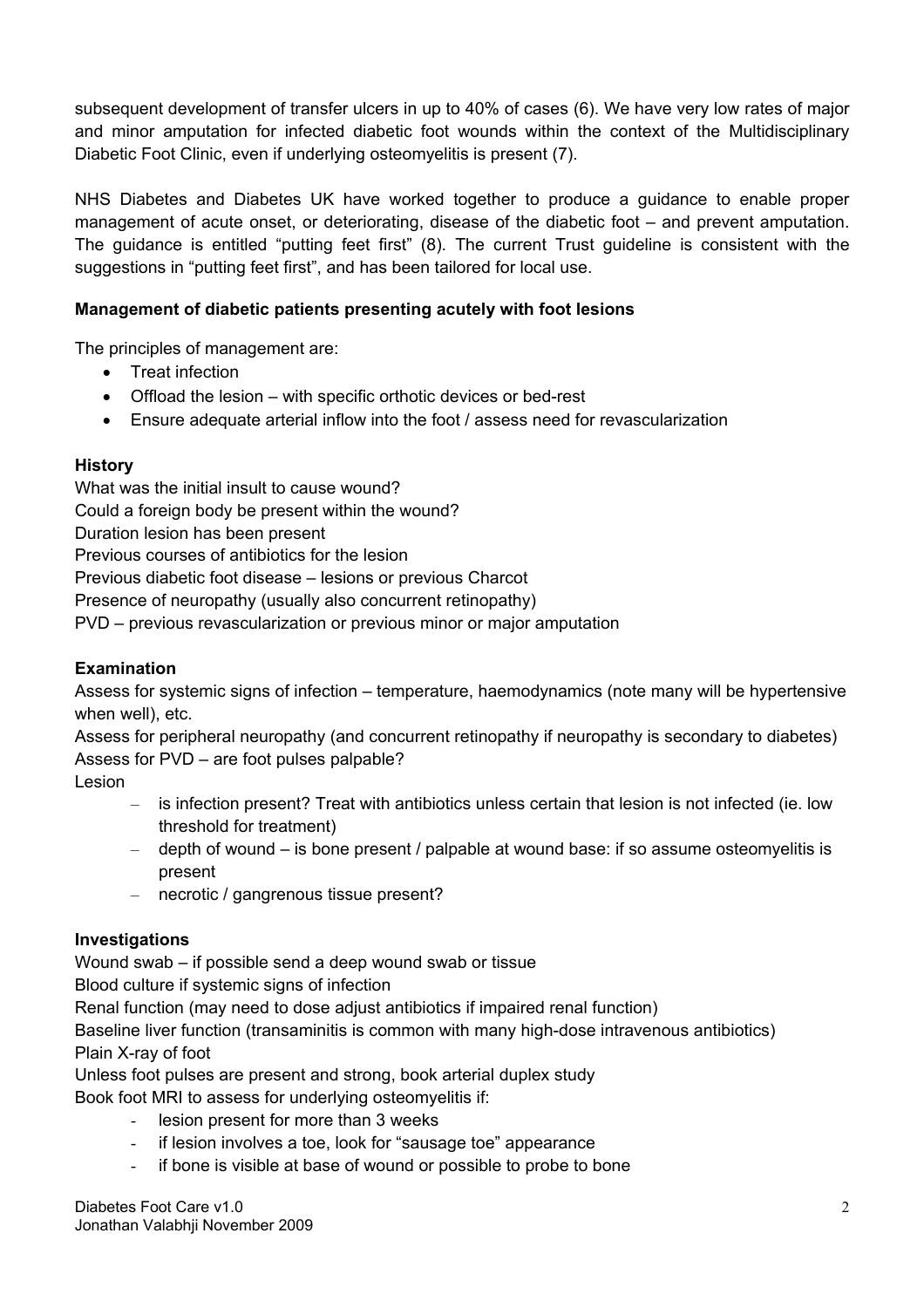subsequent development of transfer ulcers in up to 40% of cases (6). We have very low rates of major and minor amputation for infected diabetic foot wounds within the context of the Multidisciplinary Diabetic Foot Clinic, even if underlying osteomyelitis is present (7).

NHS Diabetes and Diabetes UK have worked together to produce a guidance to enable proper management of acute onset, or deteriorating, disease of the diabetic foot – and prevent amputation. The guidance is entitled "putting feet first" (8). The current Trust guideline is consistent with the suggestions in "putting feet first", and has been tailored for local use.

**Management of diabetic patients presenting acutely with foot lesions**

The principles of management are:

- Treat infection
- Offload the lesion – with specific orthotic devices or bed-rest
- Ensure adequate arterial inflow into the foot / assess need for revascularization

**History**

What was the initial insult to cause wound?
Could a foreign body be present within the wound?
Duration lesion has been present
Previous courses of antibiotics for the lesion
Previous diabetic foot disease – lesions or previous Charcot
Presence of neuropathy (usually also concurrent retinopathy)
PVD – previous revascularization or previous minor or major amputation

**Examination**

Assess for systemic signs of infection – temperature, haemodynamics (note many will be hypertensive when well), etc.
Assess for peripheral neuropathy (and concurrent retinopathy if neuropathy is secondary to diabetes)
Assess for PVD – are foot pulses palpable?
Lesion

- is infection present? Treat with antibiotics unless certain that lesion is not infected (ie. low threshold for treatment)
- depth of wound – is bone present / palpable at wound base: if so assume osteomyelitis is present
- necrotic / gangrenous tissue present?

**Investigations**

Wound swab – if possible send a deep wound swab or tissue
Blood culture if systemic signs of infection
Renal function (may need to dose adjust antibiotics if impaired renal function)
Baseline liver function (transaminitis is common with many high-dose intravenous antibiotics)
Plain X-ray of foot
Unless foot pulses are present and strong, book arterial duplex study
Book foot MRI to assess for underlying osteomyelitis if:

- lesion present for more than 3 weeks
- if lesion involves a toe, look for "sausage toe" appearance
- if bone is visible at base of wound or possible to probe to bone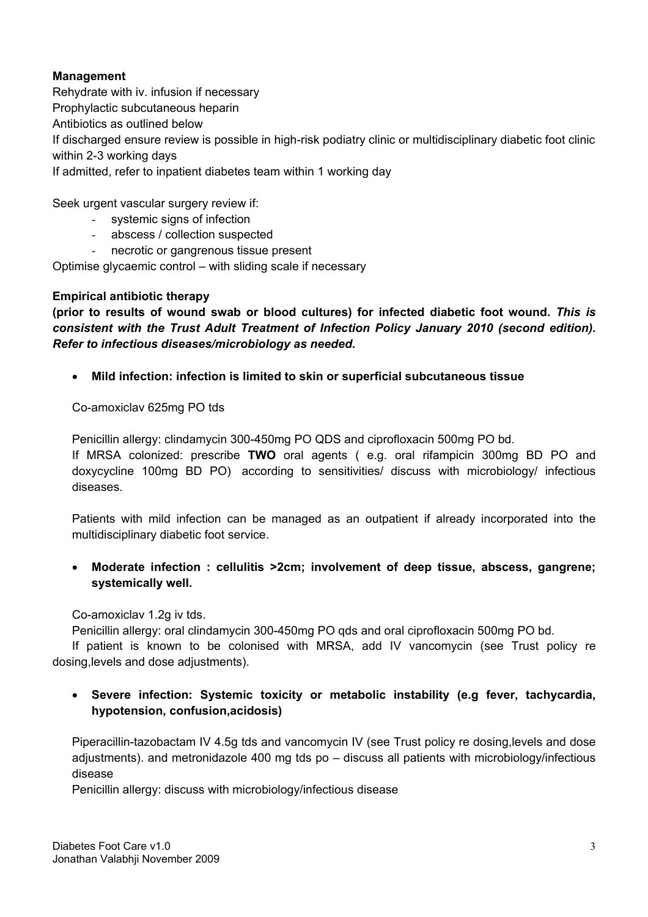**Management**

Rehydrate with iv. infusion if necessary
Prophylactic subcutaneous heparin
Antibiotics as outlined below
If discharged ensure review is possible in high-risk podiatry clinic or multidisciplinary diabetic foot clinic within 2-3 working days
If admitted, refer to inpatient diabetes team within 1 working day

Seek urgent vascular surgery review if:

- systemic signs of infection
- abscess / collection suspected
- necrotic or gangrenous tissue present

Optimise glycaemic control – with sliding scale if necessary

**Empirical antibiotic therapy**

**(prior to results of wound swab or blood cultures) for infected diabetic foot wound.** ***This is consistent with the Trust Adult Treatment of Infection Policy January 2010 (second edition). Refer to infectious diseases/microbiology as needed.***

- **Mild infection: infection is limited to skin or superficial subcutaneous tissue**

  Co-amoxiclav 625mg PO tds

  Penicillin allergy: clindamycin 300-450mg PO QDS and ciprofloxacin 500mg PO bd.
  If MRSA colonized: prescribe **TWO** oral agents ( e.g. oral rifampicin 300mg BD PO and doxycycline 100mg BD PO) according to sensitivities/ discuss with microbiology/ infectious diseases.

  Patients with mild infection can be managed as an outpatient if already incorporated into the multidisciplinary diabetic foot service.

- **Moderate infection : cellulitis >2cm; involvement of deep tissue, abscess, gangrene; systemically well.**

  Co-amoxiclav 1.2g iv tds.
  Penicillin allergy: oral clindamycin 300-450mg PO qds and oral ciprofloxacin 500mg PO bd.
  If patient is known to be colonised with MRSA, add IV vancomycin (see Trust policy re dosing,levels and dose adjustments).

- **Severe infection: Systemic toxicity or metabolic instability (e.g fever, tachycardia, hypotension, confusion,acidosis)**

  Piperacillin-tazobactam IV 4.5g tds and vancomycin IV (see Trust policy re dosing,levels and dose adjustments). and metronidazole 400 mg tds po – discuss all patients with microbiology/infectious disease
  Penicillin allergy: discuss with microbiology/infectious disease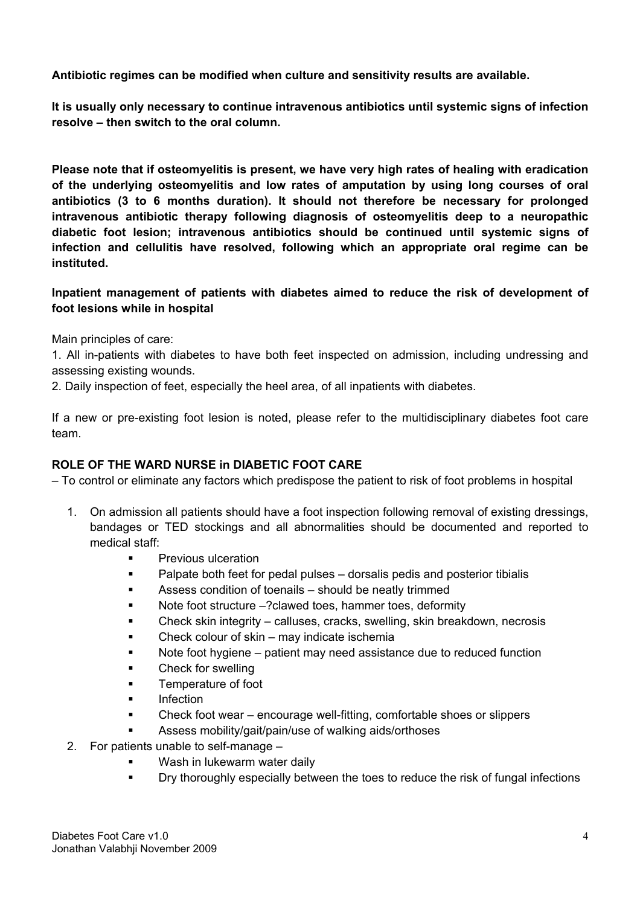**Antibiotic regimes can be modified when culture and sensitivity results are available.**

**It is usually only necessary to continue intravenous antibiotics until systemic signs of infection resolve – then switch to the oral column.**

**Please note that if osteomyelitis is present, we have very high rates of healing with eradication of the underlying osteomyelitis and low rates of amputation by using long courses of oral antibiotics (3 to 6 months duration). It should not therefore be necessary for prolonged intravenous antibiotic therapy following diagnosis of osteomyelitis deep to a neuropathic diabetic foot lesion; intravenous antibiotics should be continued until systemic signs of infection and cellulitis have resolved, following which an appropriate oral regime can be instituted.**

**Inpatient management of patients with diabetes aimed to reduce the risk of development of foot lesions while in hospital**

Main principles of care:

1. All in-patients with diabetes to have both feet inspected on admission, including undressing and assessing existing wounds.
2. Daily inspection of feet, especially the heel area, of all inpatients with diabetes.

If a new or pre-existing foot lesion is noted, please refer to the multidisciplinary diabetes foot care team.

**ROLE OF THE WARD NURSE in DIABETIC FOOT CARE**

– To control or eliminate any factors which predispose the patient to risk of foot problems in hospital

1. On admission all patients should have a foot inspection following removal of existing dressings, bandages or TED stockings and all abnormalities should be documented and reported to medical staff:
   - Previous ulceration
   - Palpate both feet for pedal pulses – dorsalis pedis and posterior tibialis
   - Assess condition of toenails – should be neatly trimmed
   - Note foot structure –?clawed toes, hammer toes, deformity
   - Check skin integrity – calluses, cracks, swelling, skin breakdown, necrosis
   - Check colour of skin – may indicate ischemia
   - Note foot hygiene – patient may need assistance due to reduced function
   - Check for swelling
   - Temperature of foot
   - Infection
   - Check foot wear – encourage well-fitting, comfortable shoes or slippers
   - Assess mobility/gait/pain/use of walking aids/orthoses
2. For patients unable to self-manage –
   - Wash in lukewarm water daily
   - Dry thoroughly especially between the toes to reduce the risk of fungal infections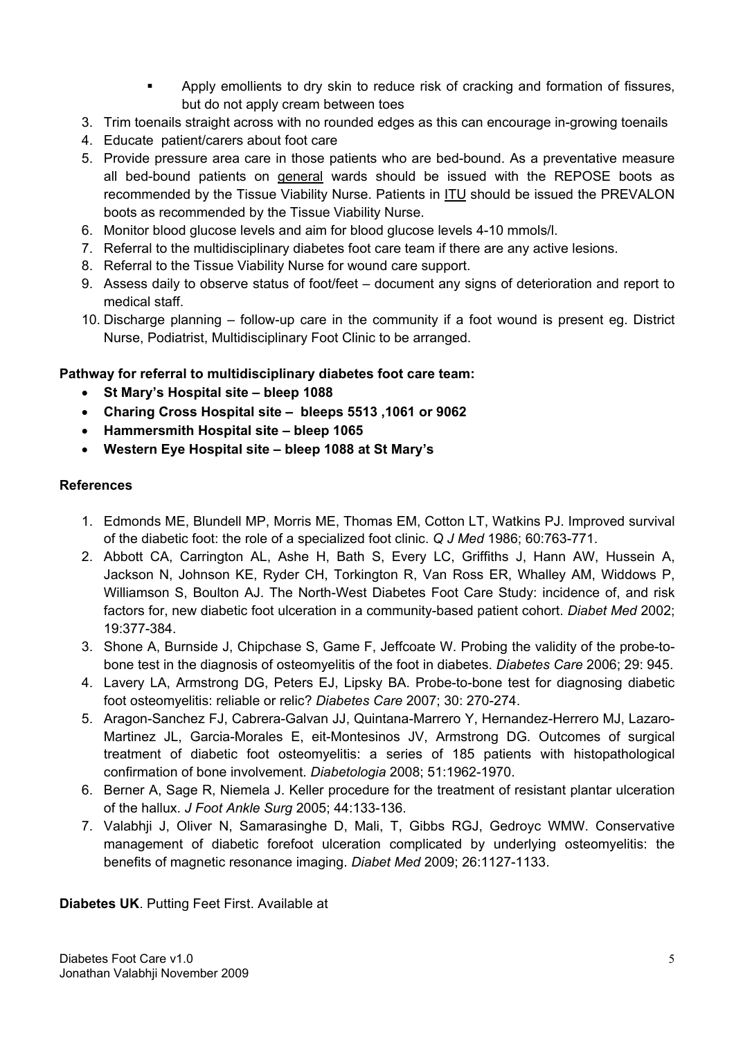- Apply emollients to dry skin to reduce risk of cracking and formation of fissures, but do not apply cream between toes

3. Trim toenails straight across with no rounded edges as this can encourage in-growing toenails
4. Educate patient/carers about foot care
5. Provide pressure area care in those patients who are bed-bound. As a preventative measure all bed-bound patients on <u>general</u> wards should be issued with the REPOSE boots as recommended by the Tissue Viability Nurse. Patients in <u>ITU</u> should be issued the PREVALON boots as recommended by the Tissue Viability Nurse.
6. Monitor blood glucose levels and aim for blood glucose levels 4-10 mmols/l.
7. Referral to the multidisciplinary diabetes foot care team if there are any active lesions.
8. Referral to the Tissue Viability Nurse for wound care support.
9. Assess daily to observe status of foot/feet – document any signs of deterioration and report to medical staff.
10. Discharge planning – follow-up care in the community if a foot wound is present eg. District Nurse, Podiatrist, Multidisciplinary Foot Clinic to be arranged.

**Pathway for referral to multidisciplinary diabetes foot care team:**

- **St Mary's Hospital site – bleep 1088**
- **Charing Cross Hospital site – bleeps 5513 ,1061 or 9062**
- **Hammersmith Hospital site – bleep 1065**
- **Western Eye Hospital site – bleep 1088 at St Mary's**

**References**

1. Edmonds ME, Blundell MP, Morris ME, Thomas EM, Cotton LT, Watkins PJ. Improved survival of the diabetic foot: the role of a specialized foot clinic. *Q J Med* 1986; 60:763-771.
2. Abbott CA, Carrington AL, Ashe H, Bath S, Every LC, Griffiths J, Hann AW, Hussein A, Jackson N, Johnson KE, Ryder CH, Torkington R, Van Ross ER, Whalley AM, Widdows P, Williamson S, Boulton AJ. The North-West Diabetes Foot Care Study: incidence of, and risk factors for, new diabetic foot ulceration in a community-based patient cohort. *Diabet Med* 2002; 19:377-384.
3. Shone A, Burnside J, Chipchase S, Game F, Jeffcoate W. Probing the validity of the probe-to-bone test in the diagnosis of osteomyelitis of the foot in diabetes. *Diabetes Care* 2006; 29: 945.
4. Lavery LA, Armstrong DG, Peters EJ, Lipsky BA. Probe-to-bone test for diagnosing diabetic foot osteomyelitis: reliable or relic? *Diabetes Care* 2007; 30: 270-274.
5. Aragon-Sanchez FJ, Cabrera-Galvan JJ, Quintana-Marrero Y, Hernandez-Herrero MJ, Lazaro-Martinez JL, Garcia-Morales E, eit-Montesinos JV, Armstrong DG. Outcomes of surgical treatment of diabetic foot osteomyelitis: a series of 185 patients with histopathological confirmation of bone involvement. *Diabetologia* 2008; 51:1962-1970.
6. Berner A, Sage R, Niemela J. Keller procedure for the treatment of resistant plantar ulceration of the hallux. *J Foot Ankle Surg* 2005; 44:133-136.
7. Valabhji J, Oliver N, Samarasinghe D, Mali, T, Gibbs RGJ, Gedroyc WMW. Conservative management of diabetic forefoot ulceration complicated by underlying osteomyelitis: the benefits of magnetic resonance imaging. *Diabet Med* 2009; 26:1127-1133.

**Diabetes UK**. Putting Feet First. Available at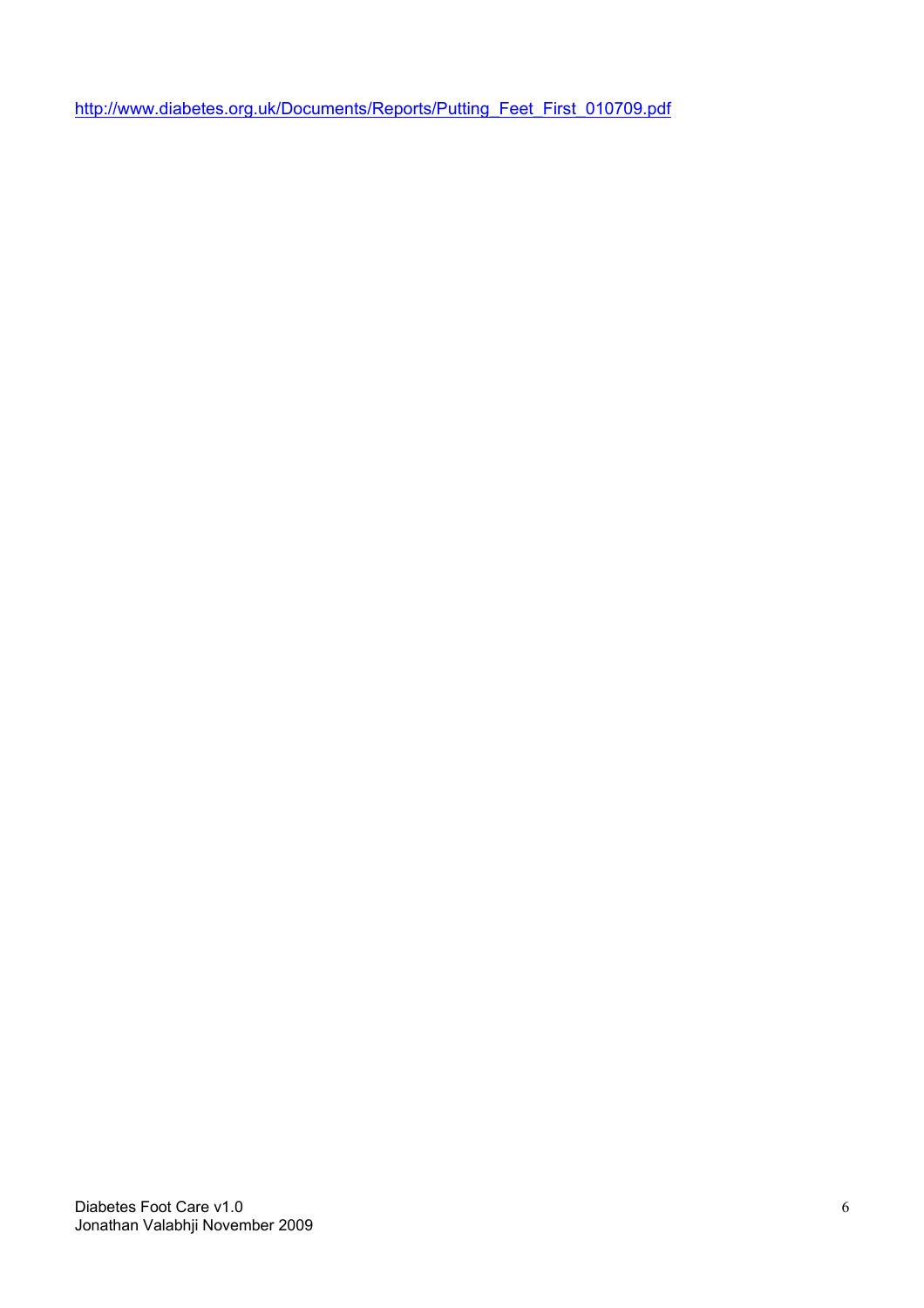http://www.diabetes.org.uk/Documents/Reports/Putting_Feet_First_010709.pdf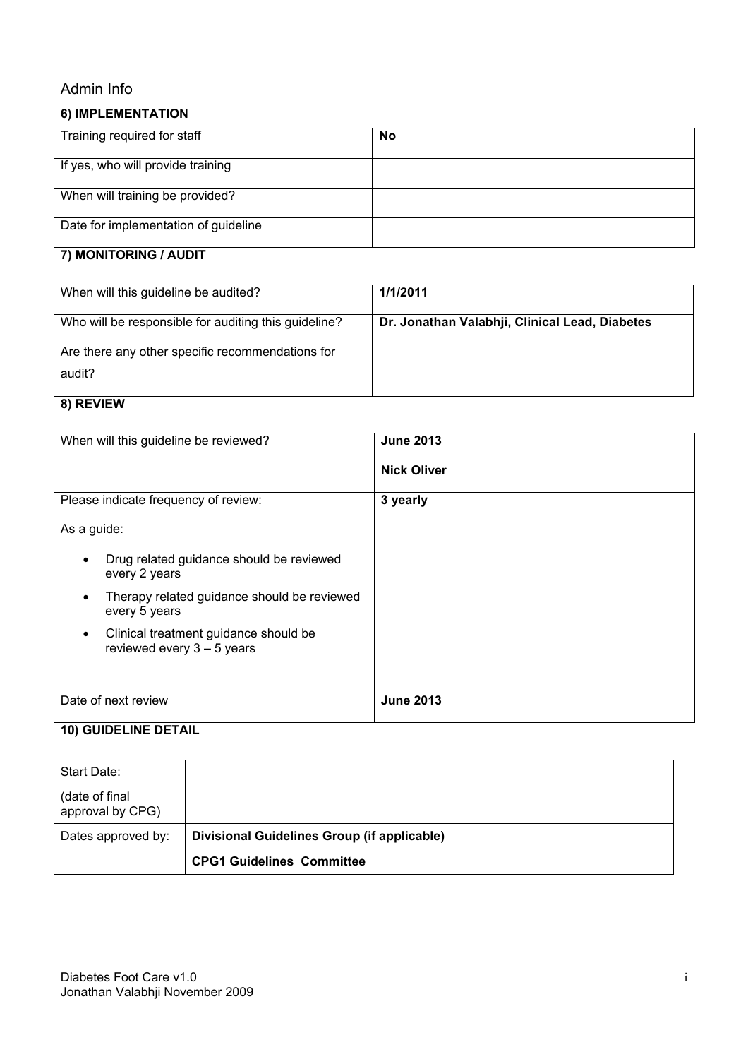# Admin Info

## 6) IMPLEMENTATION

| Training required for staff | **No** |
|---|---|
| If yes, who will provide training | |
| When will training be provided? | |
| Date for implementation of guideline | |

## 7) MONITORING / AUDIT

| When will this guideline be audited? | **1/1/2011** |
|---|---|
| Who will be responsible for auditing this guideline? | **Dr. Jonathan Valabhji, Clinical Lead, Diabetes** |
| Are there any other specific recommendations for audit? | |

## 8) REVIEW

| When will this guideline be reviewed? | **June 2013**<br><br>**Nick Oliver** |
|---|---|
| Please indicate frequency of review:<br><br>As a guide:<br><br>• Drug related guidance should be reviewed every 2 years<br>• Therapy related guidance should be reviewed every 5 years<br>• Clinical treatment guidance should be reviewed every 3 – 5 years | **3 yearly** |
| Date of next review | **June 2013** |

## 10) GUIDELINE DETAIL

| Start Date:<br><br>(date of final approval by CPG) | | |
|---|---|---|
| Dates approved by: | **Divisional Guidelines Group (if applicable)** | |
| | **CPG1 Guidelines Committee** | |

Diabetes Foot Care v1.0
Jonathan Valabhji November 2009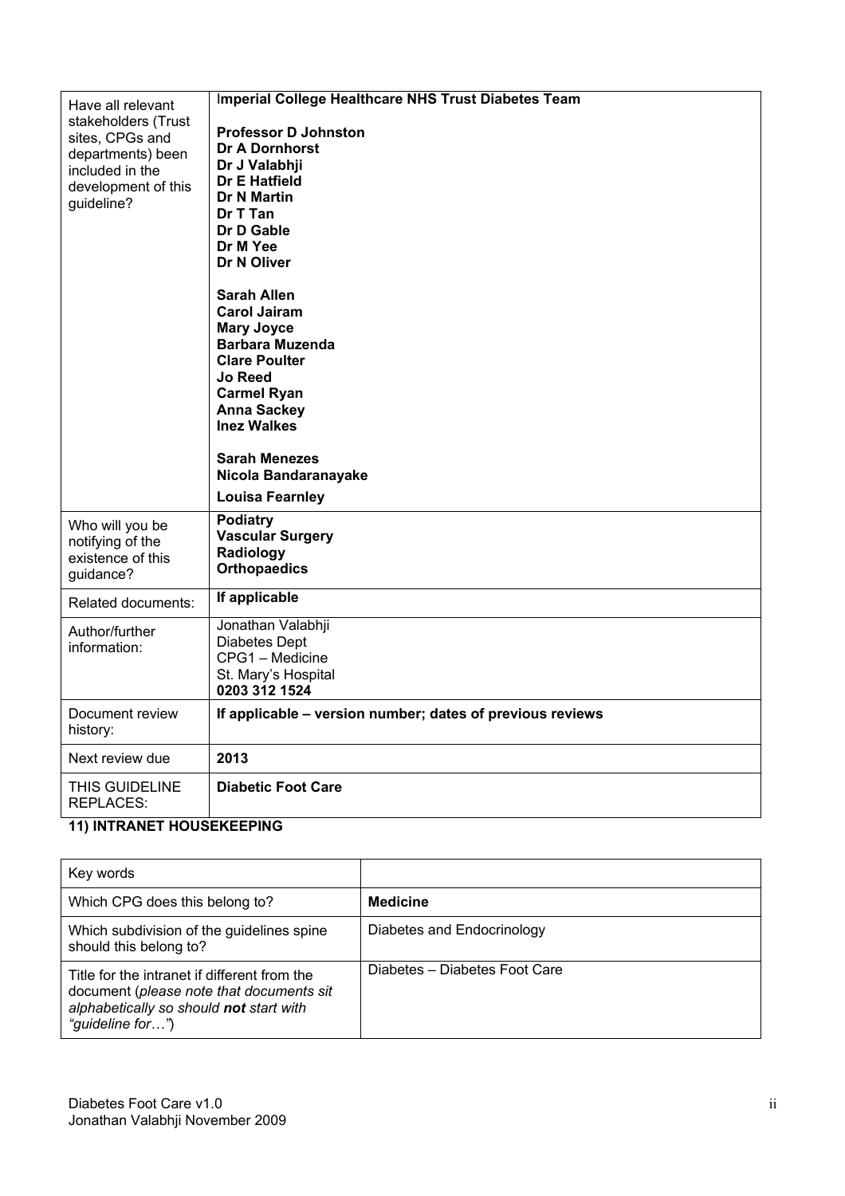| | |
|---|---|
| Have all relevant stakeholders (Trust sites, CPGs and departments) been included in the development of this guideline? | Imperial College Healthcare NHS Trust Diabetes Team<br><br>**Professor D Johnston**<br>**Dr A Dornhorst**<br>**Dr J Valabhji**<br>**Dr E Hatfield**<br>**Dr N Martin**<br>**Dr T Tan**<br>**Dr D Gable**<br>**Dr M Yee**<br>**Dr N Oliver**<br><br>**Sarah Allen**<br>**Carol Jairam**<br>**Mary Joyce**<br>**Barbara Muzenda**<br>**Clare Poulter**<br>**Jo Reed**<br>**Carmel Ryan**<br>**Anna Sackey**<br>**Inez Walkes**<br><br>**Sarah Menezes**<br>**Nicola Bandaranayake**<br>**Louisa Fearnley** |
| Who will you be notifying of the existence of this guidance? | **Podiatry**<br>**Vascular Surgery**<br>**Radiology**<br>**Orthopaedics** |
| Related documents: | **If applicable** |
| Author/further information: | Jonathan Valabhji<br>Diabetes Dept<br>CPG1 – Medicine<br>St. Mary's Hospital<br>**0203 312 1524** |
| Document review history: | **If applicable – version number; dates of previous reviews** |
| Next review due | **2013** |
| THIS GUIDELINE REPLACES: | **Diabetic Foot Care** |

**11) INTRANET HOUSEKEEPING**

| | |
|---|---|
| Key words | |
| Which CPG does this belong to? | **Medicine** |
| Which subdivision of the guidelines spine should this belong to? | Diabetes and Endocrinology |
| Title for the intranet if different from the document (*please note that documents sit alphabetically so should **not** start with "guideline for…"*) | Diabetes – Diabetes Foot Care |